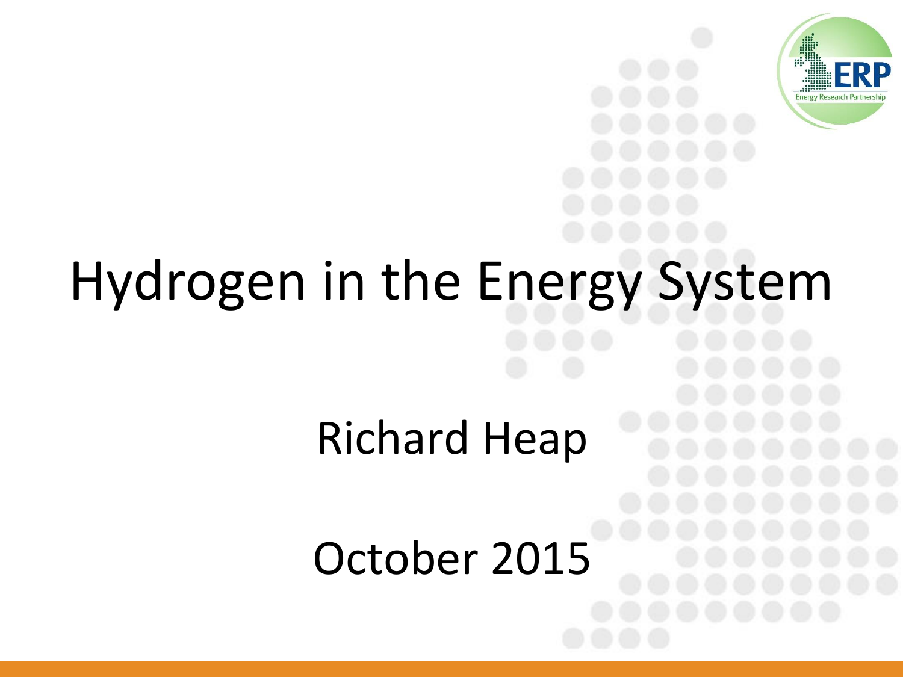# Hydrogen in the Energy System

Richard Heap

October 2015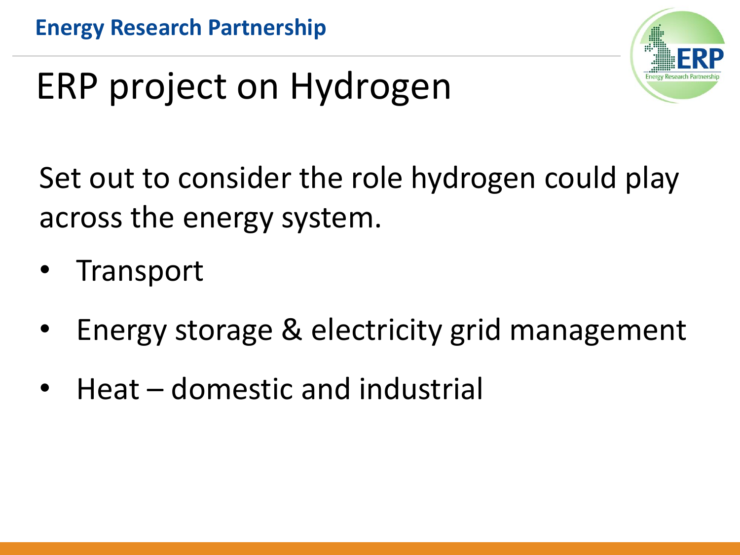# ERP project on Hydrogen

Set out to consider the role hydrogen could play across the energy system.

- Transport
- Energy storage & electricity grid management
- Heat – domestic and industrial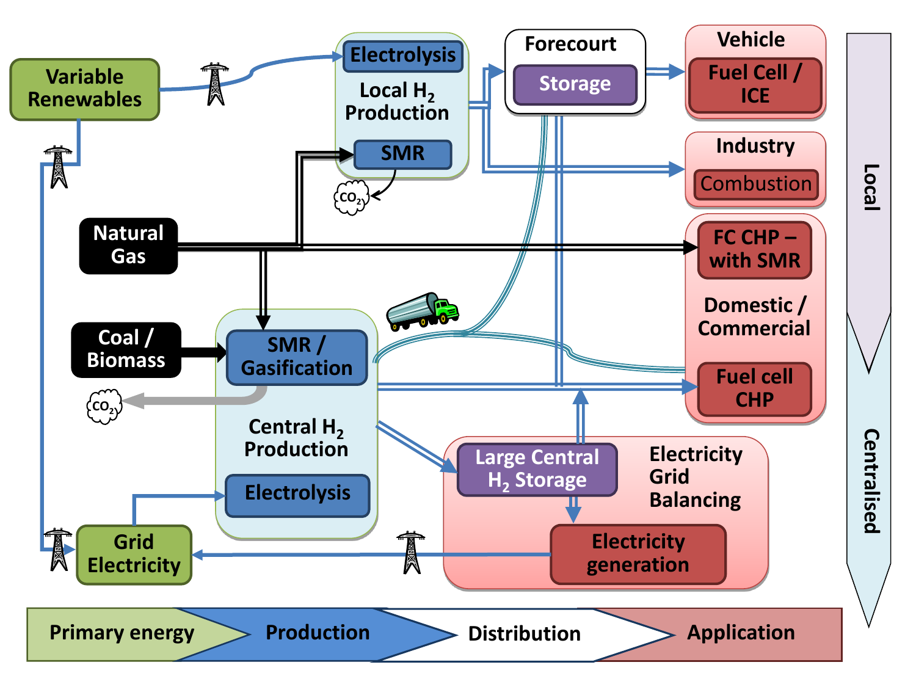Variable Renewables

Electrolysis

Local $H_2$ Production

SMR

$CO_2$

Forecourt

Storage

Vehicle

Fuel Cell / ICE

Industry

Combustion

Natural Gas

FC CHP – with SMR

Domestic / Commercial

Fuel cell CHP

Coal / Biomass

SMR / Gasification

$CO_2$

Central $H_2$ Production

Electrolysis

Large Central $H_2$ Storage

Electricity Grid Balancing

Electricity generation

Grid Electricity

Local

Centralised

Primary energy | Production | Distribution | Application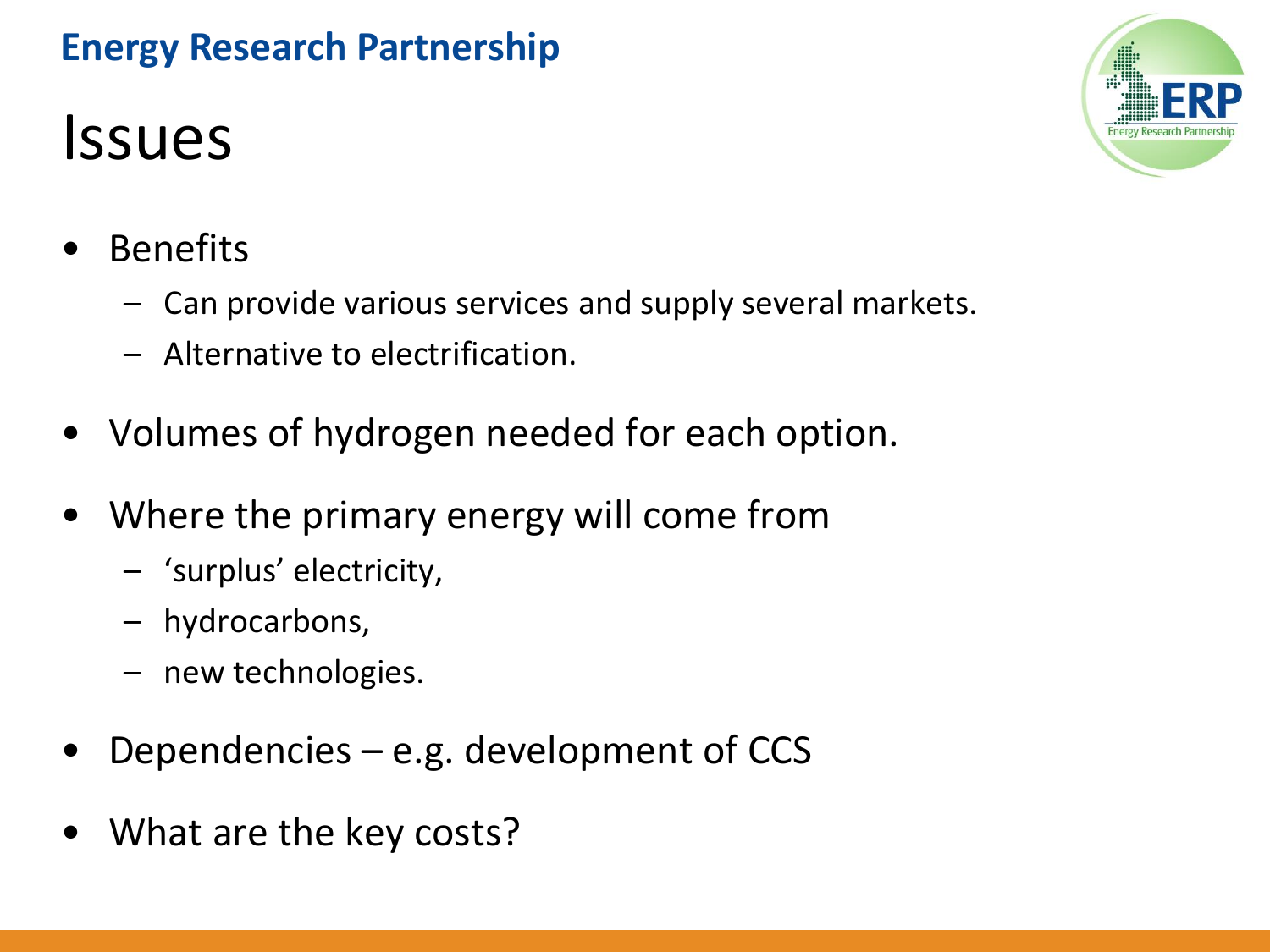# Issues

- Benefits
  - Can provide various services and supply several markets.
  - Alternative to electrification.
- Volumes of hydrogen needed for each option.
- Where the primary energy will come from
  - 'surplus' electricity,
  - hydrocarbons,
  - new technologies.
- Dependencies – e.g. development of CCS
- What are the key costs?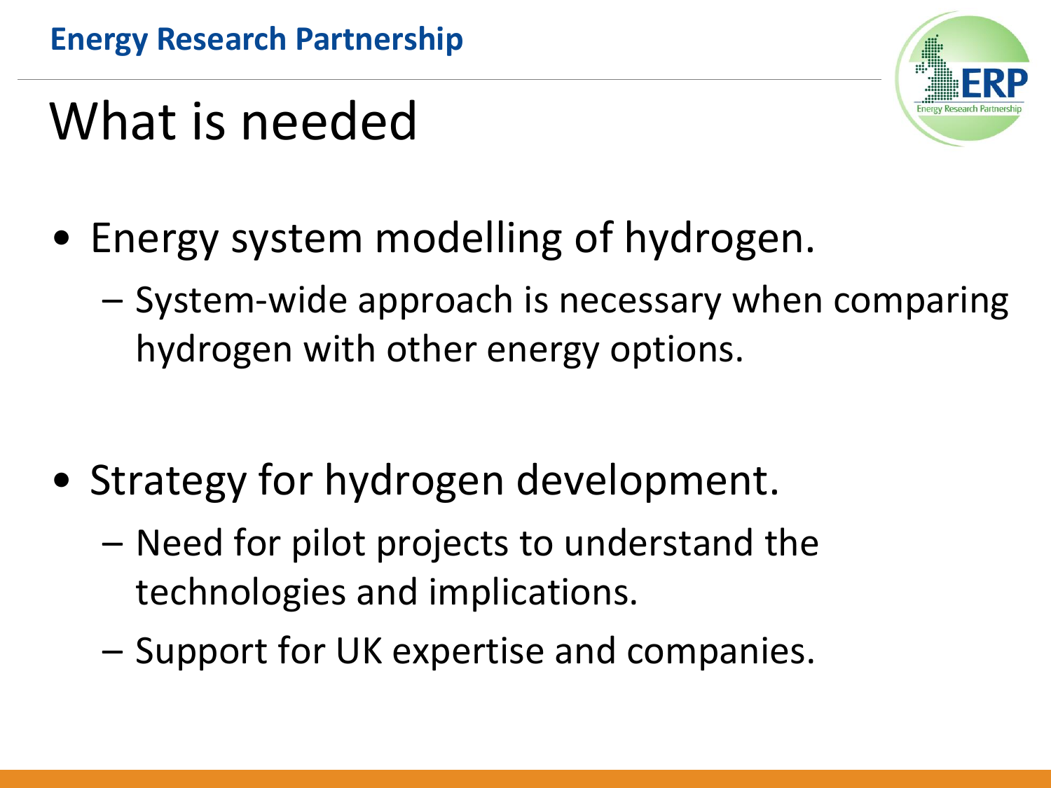# What is needed

- Energy system modelling of hydrogen.
  - System-wide approach is necessary when comparing hydrogen with other energy options.

- Strategy for hydrogen development.
  - Need for pilot projects to understand the technologies and implications.
  - Support for UK expertise and companies.